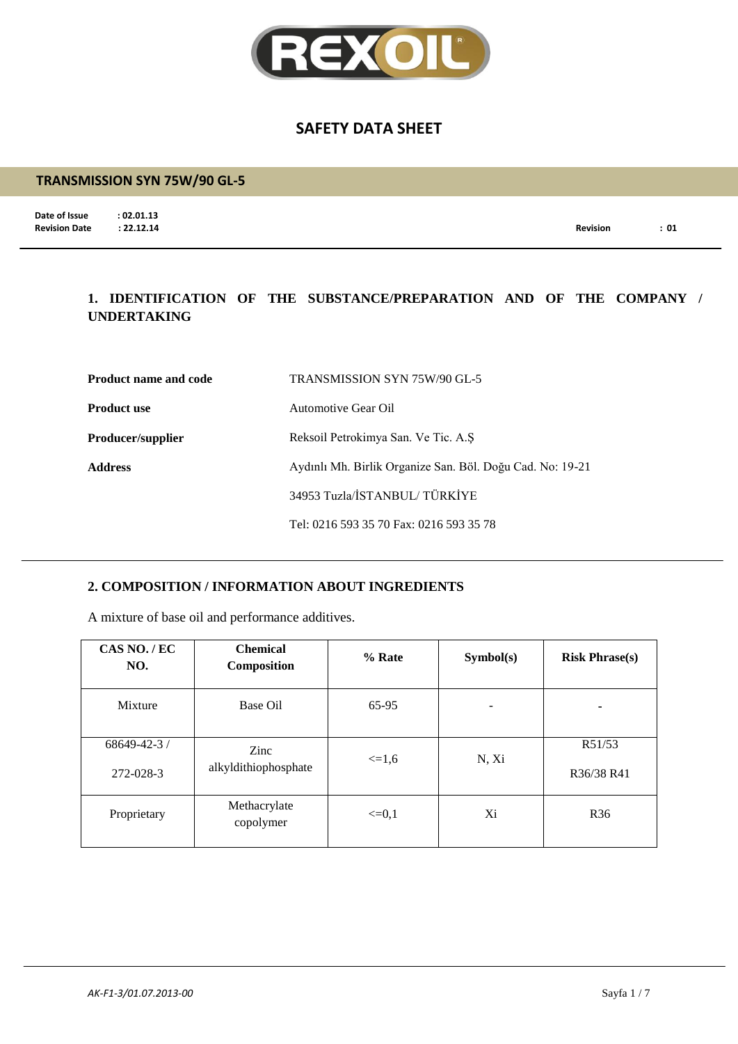# SAFETY DATA SHEET

## TRANSMISSION SYN 75W/90 GL-5

**Date of Issue** : 02.01.13
**Revision Date** : 22.12.14 **Revision** : 01

## 1. IDENTIFICATION OF THE SUBSTANCE/PREPARATION AND OF THE COMPANY / UNDERTAKING

**Product name and code** TRANSMISSION SYN 75W/90 GL-5

**Product use** Automotive Gear Oil

**Producer/supplier** Reksoil Petrokimya San. Ve Tic. A.Ş

**Address** Aydınlı Mh. Birlik Organize San. Böl. Doğu Cad. No: 19-21

34953 Tuzla/İSTANBUL/ TÜRKİYE

Tel: 0216 593 35 70 Fax: 0216 593 35 78

## 2. COMPOSITION / INFORMATION ABOUT INGREDIENTS

A mixture of base oil and performance additives.

| CAS NO. / EC NO. | Chemical Composition | % Rate | Symbol(s) | Risk Phrase(s) |
|---|---|---|---|---|
| Mixture | Base Oil | 65-95 | - | - |
| 68649-42-3 / 272-028-3 | Zinc alkyldithiophosphate | <=1,6 | N, Xi | R51/53 R36/38 R41 |
| Proprietary | Methacrylate copolymer | <=0,1 | Xi | R36 |

*AK-F1-3/01.07.2013-00*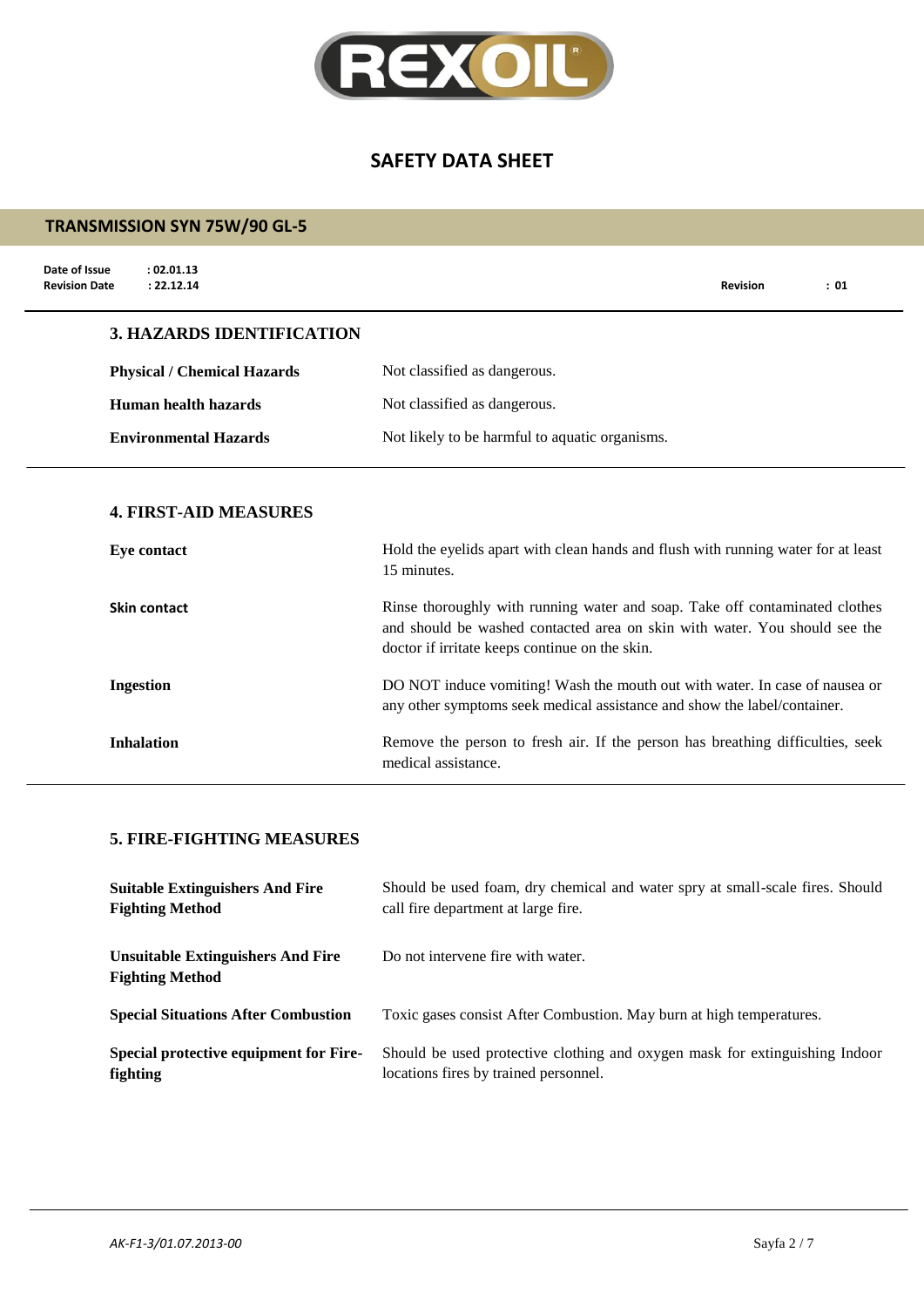# SAFETY DATA SHEET

## TRANSMISSION SYN 75W/90 GL-5

**Date of Issue** : 02.01.13
**Revision Date** : 22.12.14
**Revision** : 01

### 3. HAZARDS IDENTIFICATION

| | |
|---|---|
| **Physical / Chemical Hazards** | Not classified as dangerous. |
| **Human health hazards** | Not classified as dangerous. |
| **Environmental Hazards** | Not likely to be harmful to aquatic organisms. |

### 4. FIRST-AID MEASURES

| | |
|---|---|
| **Eye contact** | Hold the eyelids apart with clean hands and flush with running water for at least 15 minutes. |
| **Skin contact** | Rinse thoroughly with running water and soap. Take off contaminated clothes and should be washed contacted area on skin with water. You should see the doctor if irritate keeps continue on the skin. |
| **Ingestion** | DO NOT induce vomiting! Wash the mouth out with water. In case of nausea or any other symptoms seek medical assistance and show the label/container. |
| **Inhalation** | Remove the person to fresh air. If the person has breathing difficulties, seek medical assistance. |

### 5. FIRE-FIGHTING MEASURES

| | |
|---|---|
| **Suitable Extinguishers And Fire Fighting Method** | Should be used foam, dry chemical and water spry at small-scale fires. Should call fire department at large fire. |
| **Unsuitable Extinguishers And Fire Fighting Method** | Do not intervene fire with water. |
| **Special Situations After Combustion** | Toxic gases consist After Combustion. May burn at high temperatures. |
| **Special protective equipment for Fire-fighting** | Should be used protective clothing and oxygen mask for extinguishing Indoor locations fires by trained personnel. |

*AK-F1-3/01.07.2013-00*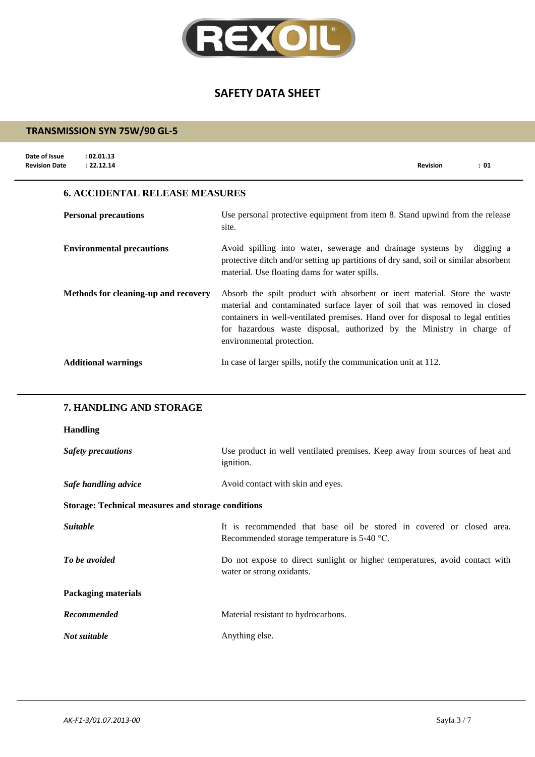## 6. ACCIDENTAL RELEASE MEASURES

| | |
|---|---|
| **Personal precautions** | Use personal protective equipment from item 8. Stand upwind from the release site. |
| **Environmental precautions** | Avoid spilling into water, sewerage and drainage systems by digging a protective ditch and/or setting up partitions of dry sand, soil or similar absorbent material. Use floating dams for water spills. |
| **Methods for cleaning-up and recovery** | Absorb the spilt product with absorbent or inert material. Store the waste material and contaminated surface layer of soil that was removed in closed containers in well-ventilated premises. Hand over for disposal to legal entities for hazardous waste disposal, authorized by the Ministry in charge of environmental protection. |
| **Additional warnings** | In case of larger spills, notify the communication unit at 112. |

## 7. HANDLING AND STORAGE

**Handling**

| | |
|---|---|
| ***Safety precautions*** | Use product in well ventilated premises. Keep away from sources of heat and ignition. |
| ***Safe handling advice*** | Avoid contact with skin and eyes. |

**Storage: Technical measures and storage conditions**

| | |
|---|---|
| ***Suitable*** | It is recommended that base oil be stored in covered or closed area. Recommended storage temperature is 5-40 °C. |
| ***To be avoided*** | Do not expose to direct sunlight or higher temperatures, avoid contact with water or strong oxidants. |

**Packaging materials**

| | |
|---|---|
| ***Recommended*** | Material resistant to hydrocarbons. |
| ***Not suitable*** | Anything else. |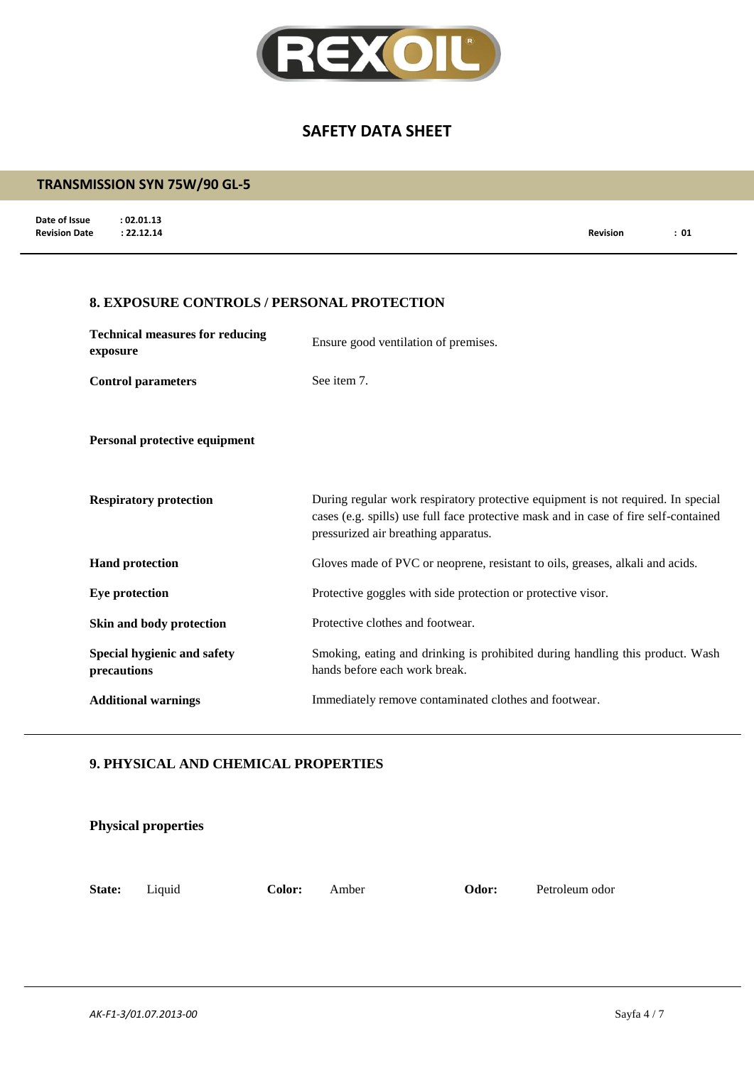# SAFETY DATA SHEET

## TRANSMISSION SYN 75W/90 GL-5

**Date of Issue** : 02.01.13
**Revision Date** : 22.12.14 **Revision** : 01

## 8. EXPOSURE CONTROLS / PERSONAL PROTECTION

**Technical measures for reducing exposure** Ensure good ventilation of premises.

**Control parameters** See item 7.

**Personal protective equipment**

**Respiratory protection** During regular work respiratory protective equipment is not required. In special cases (e.g. spills) use full face protective mask and in case of fire self-contained pressurized air breathing apparatus.

**Hand protection** Gloves made of PVC or neoprene, resistant to oils, greases, alkali and acids.

**Eye protection** Protective goggles with side protection or protective visor.

**Skin and body protection** Protective clothes and footwear.

**Special hygienic and safety precautions** Smoking, eating and drinking is prohibited during handling this product. Wash hands before each work break.

**Additional warnings** Immediately remove contaminated clothes and footwear.

## 9. PHYSICAL AND CHEMICAL PROPERTIES

### Physical properties

**State:** Liquid **Color:** Amber **Odor:** Petroleum odor

*AK-F1-3/01.07.2013-00*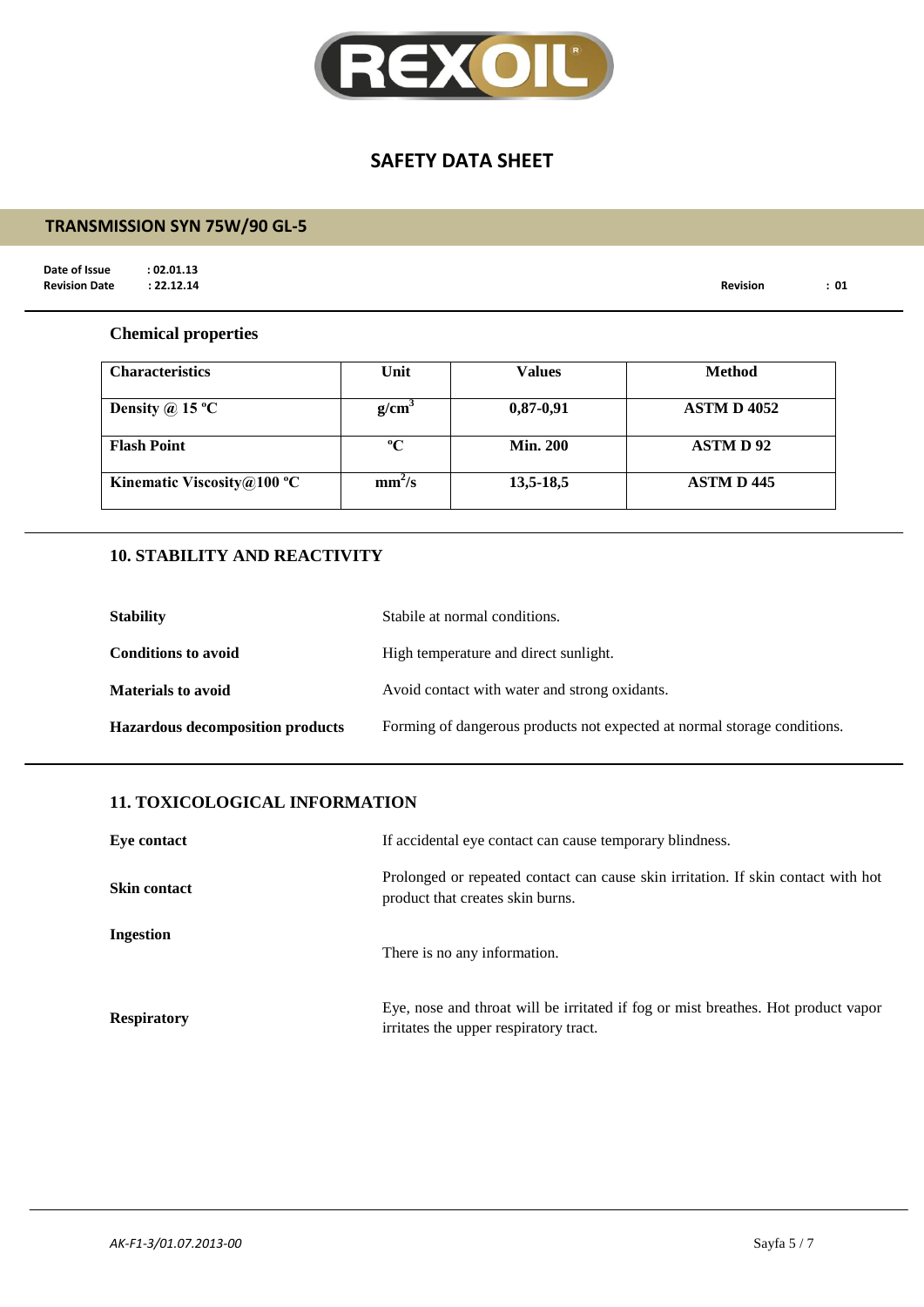**Chemical properties**

| Characteristics | Unit | Values | Method |
|---|---|---|---|
| Density @ 15 ºC | $g/cm^3$ | 0,87-0,91 | ASTM D 4052 |
| Flash Point | ºC | Min. 200 | ASTM D 92 |
| Kinematic Viscosity@100 ºC | $mm^2/s$ | 13,5-18,5 | ASTM D 445 |

## 10. STABILITY AND REACTIVITY

**Stability** Stabile at normal conditions.

**Conditions to avoid** High temperature and direct sunlight.

**Materials to avoid** Avoid contact with water and strong oxidants.

**Hazardous decomposition products** Forming of dangerous products not expected at normal storage conditions.

## 11. TOXICOLOGICAL INFORMATION

**Eye contact** If accidental eye contact can cause temporary blindness.

**Skin contact** Prolonged or repeated contact can cause skin irritation. If skin contact with hot product that creates skin burns.

**Ingestion** There is no any information.

**Respiratory** Eye, nose and throat will be irritated if fog or mist breathes. Hot product vapor irritates the upper respiratory tract.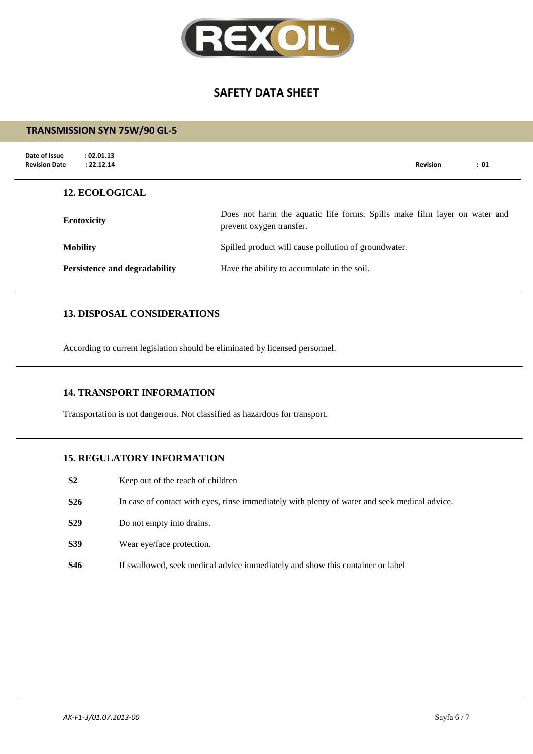## 12. ECOLOGICAL

| | |
|---|---|
| **Ecotoxicity** | Does not harm the aquatic life forms. Spills make film layer on water and prevent oxygen transfer. |
| **Mobility** | Spilled product will cause pollution of groundwater. |
| **Persistence and degradability** | Have the ability to accumulate in the soil. |

## 13. DISPOSAL CONSIDERATIONS

According to current legislation should be eliminated by licensed personnel.

## 14. TRANSPORT INFORMATION

Transportation is not dangerous. Not classified as hazardous for transport.

## 15. REGULATORY INFORMATION

| | |
|---|---|
| **S2** | Keep out of the reach of children |
| **S26** | In case of contact with eyes, rinse immediately with plenty of water and seek medical advice. |
| **S29** | Do not empty into drains. |
| **S39** | Wear eye/face protection. |
| **S46** | If swallowed, seek medical advice immediately and show this container or label |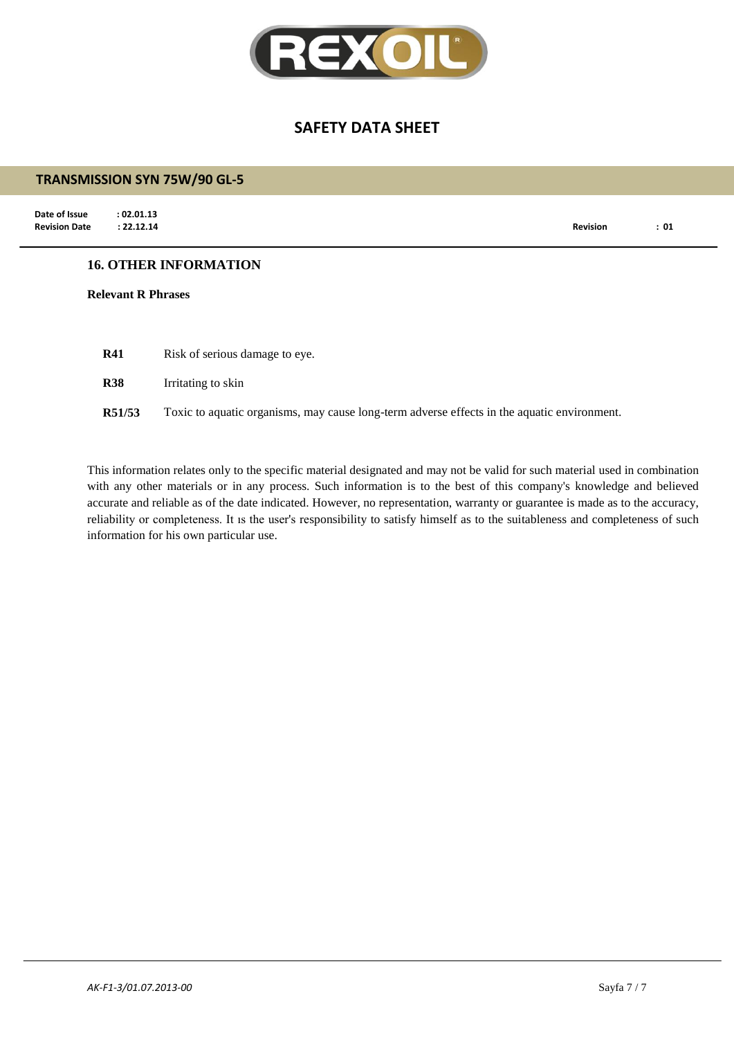## 16. OTHER INFORMATION

**Relevant R Phrases**

| | |
|---|---|
| **R41** | Risk of serious damage to eye. |
| **R38** | Irritating to skin |
| **R51/53** | Toxic to aquatic organisms, may cause long-term adverse effects in the aquatic environment. |

This information relates only to the specific material designated and may not be valid for such material used in combination with any other materials or in any process. Such information is to the best of this company's knowledge and believed accurate and reliable as of the date indicated. However, no representation, warranty or guarantee is made as to the accuracy, reliability or completeness. It ıs the user's responsibility to satisfy himself as to the suitableness and completeness of such information for his own particular use.